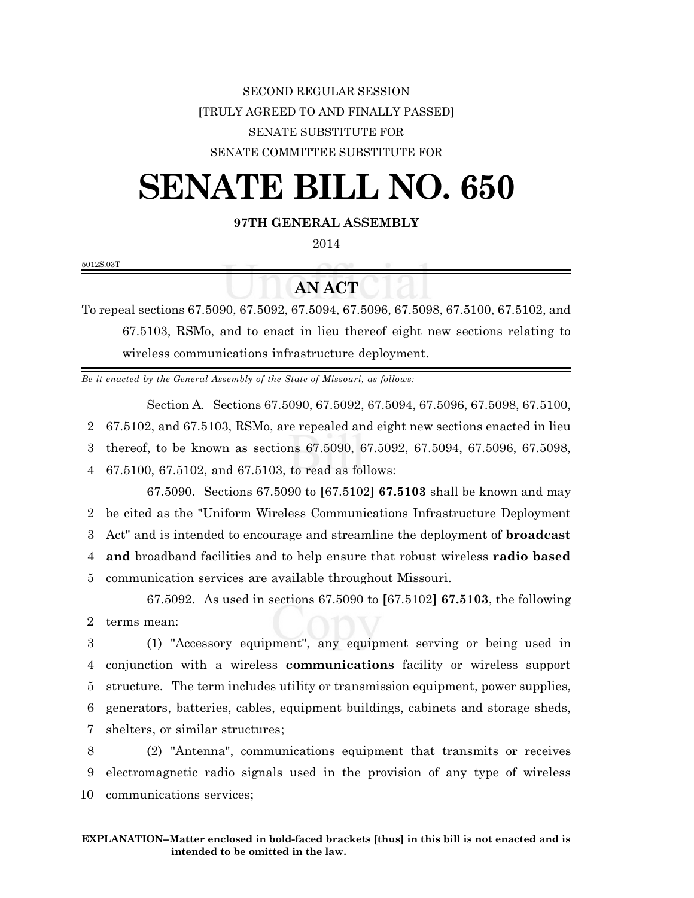SECOND REGULAR SESSION

[TRULY AGREED TO AND FINALLY PASSED]

SENATE SUBSTITUTE FOR

SENATE COMMITTEE SUBSTITUTE FOR

# SENATE BILL NO. 650

**97TH GENERAL ASSEMBLY**

2014

5012S.03T

## AN ACT

To repeal sections 67.5090, 67.5092, 67.5094, 67.5096, 67.5098, 67.5100, 67.5102, and 67.5103, RSMo, and to enact in lieu thereof eight new sections relating to wireless communications infrastructure deployment.

*Be it enacted by the General Assembly of the State of Missouri, as follows:*

Section A. Sections 67.5090, 67.5092, 67.5094, 67.5096, 67.5098, 67.5100, 67.5102, and 67.5103, RSMo, are repealed and eight new sections enacted in lieu thereof, to be known as sections 67.5090, 67.5092, 67.5094, 67.5096, 67.5098, 67.5100, 67.5102, and 67.5103, to read as follows:

67.5090. Sections 67.5090 to **[**67.5102**]** **67.5103** shall be known and may be cited as the "Uniform Wireless Communications Infrastructure Deployment Act" and is intended to encourage and streamline the deployment of **broadcast and** broadband facilities and to help ensure that robust wireless **radio based** communication services are available throughout Missouri.

67.5092. As used in sections 67.5090 to **[**67.5102**]** **67.5103**, the following terms mean:

(1) "Accessory equipment", any equipment serving or being used in conjunction with a wireless **communications** facility or wireless support structure. The term includes utility or transmission equipment, power supplies, generators, batteries, cables, equipment buildings, cabinets and storage sheds, shelters, or similar structures;

(2) "Antenna", communications equipment that transmits or receives electromagnetic radio signals used in the provision of any type of wireless communications services;

**EXPLANATION–Matter enclosed in bold-faced brackets [thus] in this bill is not enacted and is intended to be omitted in the law.**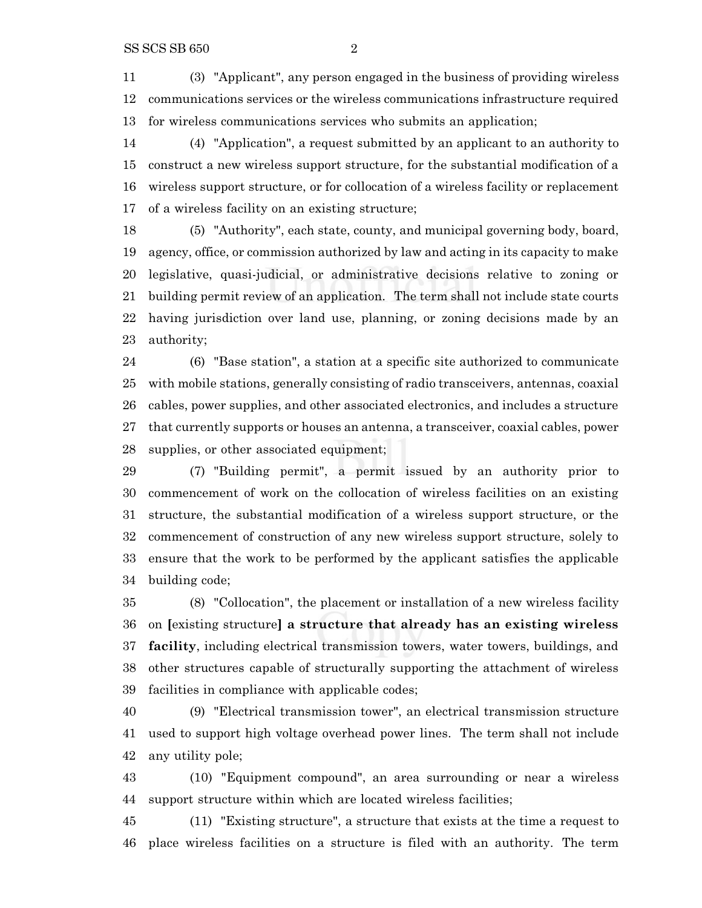(3) "Applicant", any person engaged in the business of providing wireless communications services or the wireless communications infrastructure required for wireless communications services who submits an application;

(4) "Application", a request submitted by an applicant to an authority to construct a new wireless support structure, for the substantial modification of a wireless support structure, or for collocation of a wireless facility or replacement of a wireless facility on an existing structure;

(5) "Authority", each state, county, and municipal governing body, board, agency, office, or commission authorized by law and acting in its capacity to make legislative, quasi-judicial, or administrative decisions relative to zoning or building permit review of an application. The term shall not include state courts having jurisdiction over land use, planning, or zoning decisions made by an authority;

(6) "Base station", a station at a specific site authorized to communicate with mobile stations, generally consisting of radio transceivers, antennas, coaxial cables, power supplies, and other associated electronics, and includes a structure that currently supports or houses an antenna, a transceiver, coaxial cables, power supplies, or other associated equipment;

(7) "Building permit", a permit issued by an authority prior to commencement of work on the collocation of wireless facilities on an existing structure, the substantial modification of a wireless support structure, or the commencement of construction of any new wireless support structure, solely to ensure that the work to be performed by the applicant satisfies the applicable building code;

(8) "Collocation", the placement or installation of a new wireless facility on **[**existing structure**] a structure that already has an existing wireless facility**, including electrical transmission towers, water towers, buildings, and other structures capable of structurally supporting the attachment of wireless facilities in compliance with applicable codes;

(9) "Electrical transmission tower", an electrical transmission structure used to support high voltage overhead power lines. The term shall not include any utility pole;

(10) "Equipment compound", an area surrounding or near a wireless support structure within which are located wireless facilities;

(11) "Existing structure", a structure that exists at the time a request to place wireless facilities on a structure is filed with an authority. The term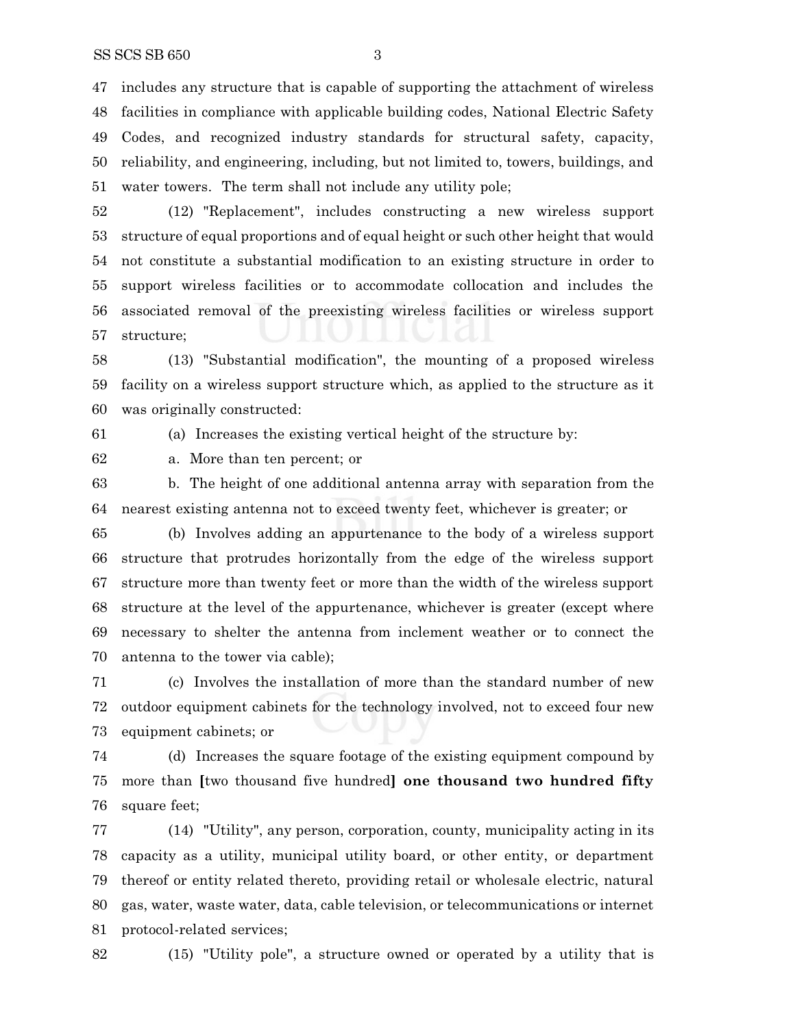includes any structure that is capable of supporting the attachment of wireless facilities in compliance with applicable building codes, National Electric Safety Codes, and recognized industry standards for structural safety, capacity, reliability, and engineering, including, but not limited to, towers, buildings, and water towers. The term shall not include any utility pole;

(12) "Replacement", includes constructing a new wireless support structure of equal proportions and of equal height or such other height that would not constitute a substantial modification to an existing structure in order to support wireless facilities or to accommodate collocation and includes the associated removal of the preexisting wireless facilities or wireless support structure;

(13) "Substantial modification", the mounting of a proposed wireless facility on a wireless support structure which, as applied to the structure as it was originally constructed:

(a) Increases the existing vertical height of the structure by:

a. More than ten percent; or

b. The height of one additional antenna array with separation from the nearest existing antenna not to exceed twenty feet, whichever is greater; or

(b) Involves adding an appurtenance to the body of a wireless support structure that protrudes horizontally from the edge of the wireless support structure more than twenty feet or more than the width of the wireless support structure at the level of the appurtenance, whichever is greater (except where necessary to shelter the antenna from inclement weather or to connect the antenna to the tower via cable);

(c) Involves the installation of more than the standard number of new outdoor equipment cabinets for the technology involved, not to exceed four new equipment cabinets; or

(d) Increases the square footage of the existing equipment compound by more than **[**two thousand five hundred**]** **one thousand two hundred fifty** square feet;

(14) "Utility", any person, corporation, county, municipality acting in its capacity as a utility, municipal utility board, or other entity, or department thereof or entity related thereto, providing retail or wholesale electric, natural gas, water, waste water, data, cable television, or telecommunications or internet protocol-related services;

(15) "Utility pole", a structure owned or operated by a utility that is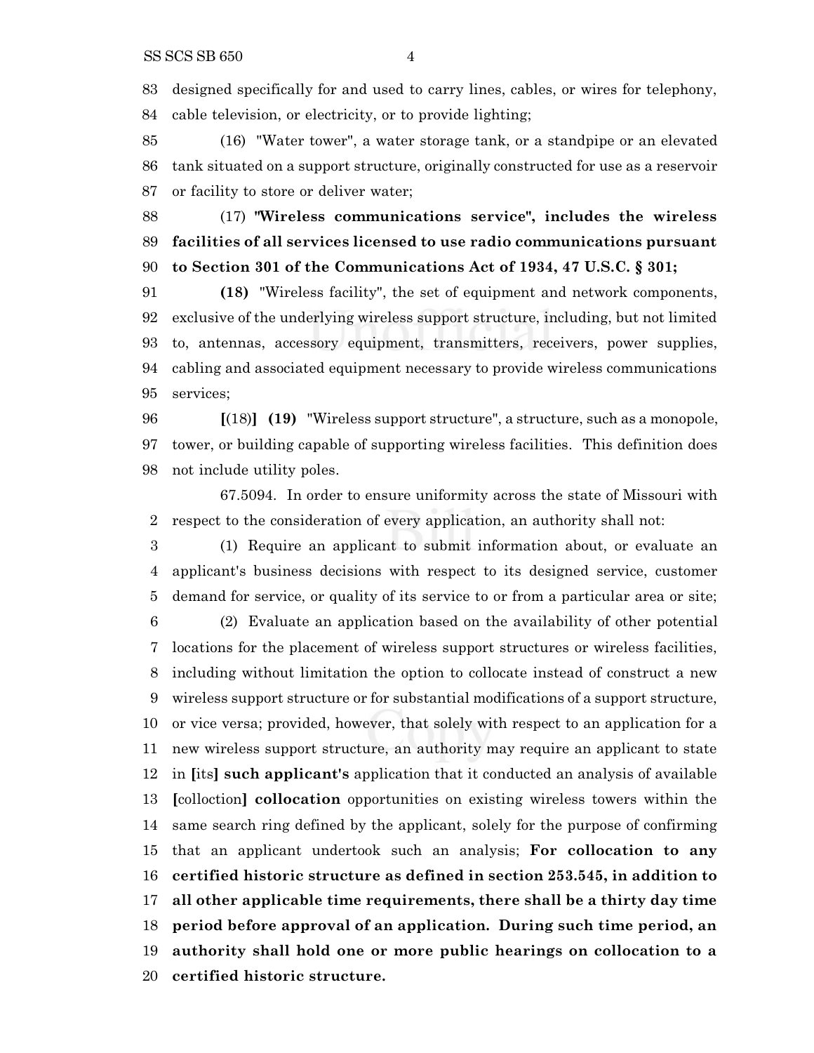designed specifically for and used to carry lines, cables, or wires for telephony, cable television, or electricity, or to provide lighting;

(16) "Water tower", a water storage tank, or a standpipe or an elevated tank situated on a support structure, originally constructed for use as a reservoir or facility to store or deliver water;

(17) **"Wireless communications service", includes the wireless facilities of all services licensed to use radio communications pursuant to Section 301 of the Communications Act of 1934, 47 U.S.C. § 301;**

**(18)** "Wireless facility", the set of equipment and network components, exclusive of the underlying wireless support structure, including, but not limited to, antennas, accessory equipment, transmitters, receivers, power supplies, cabling and associated equipment necessary to provide wireless communications services;

**[**(18)**]** **(19)** "Wireless support structure", a structure, such as a monopole, tower, or building capable of supporting wireless facilities. This definition does not include utility poles.

67.5094. In order to ensure uniformity across the state of Missouri with respect to the consideration of every application, an authority shall not:

(1) Require an applicant to submit information about, or evaluate an applicant's business decisions with respect to its designed service, customer demand for service, or quality of its service to or from a particular area or site;

(2) Evaluate an application based on the availability of other potential locations for the placement of wireless support structures or wireless facilities, including without limitation the option to collocate instead of construct a new wireless support structure or for substantial modifications of a support structure, or vice versa; provided, however, that solely with respect to an application for a new wireless support structure, an authority may require an applicant to state in **[**its**]** **such applicant's** application that it conducted an analysis of available **[**colloction**]** **collocation** opportunities on existing wireless towers within the same search ring defined by the applicant, solely for the purpose of confirming that an applicant undertook such an analysis; **For collocation to any certified historic structure as defined in section 253.545, in addition to all other applicable time requirements, there shall be a thirty day time period before approval of an application. During such time period, an authority shall hold one or more public hearings on collocation to a certified historic structure.**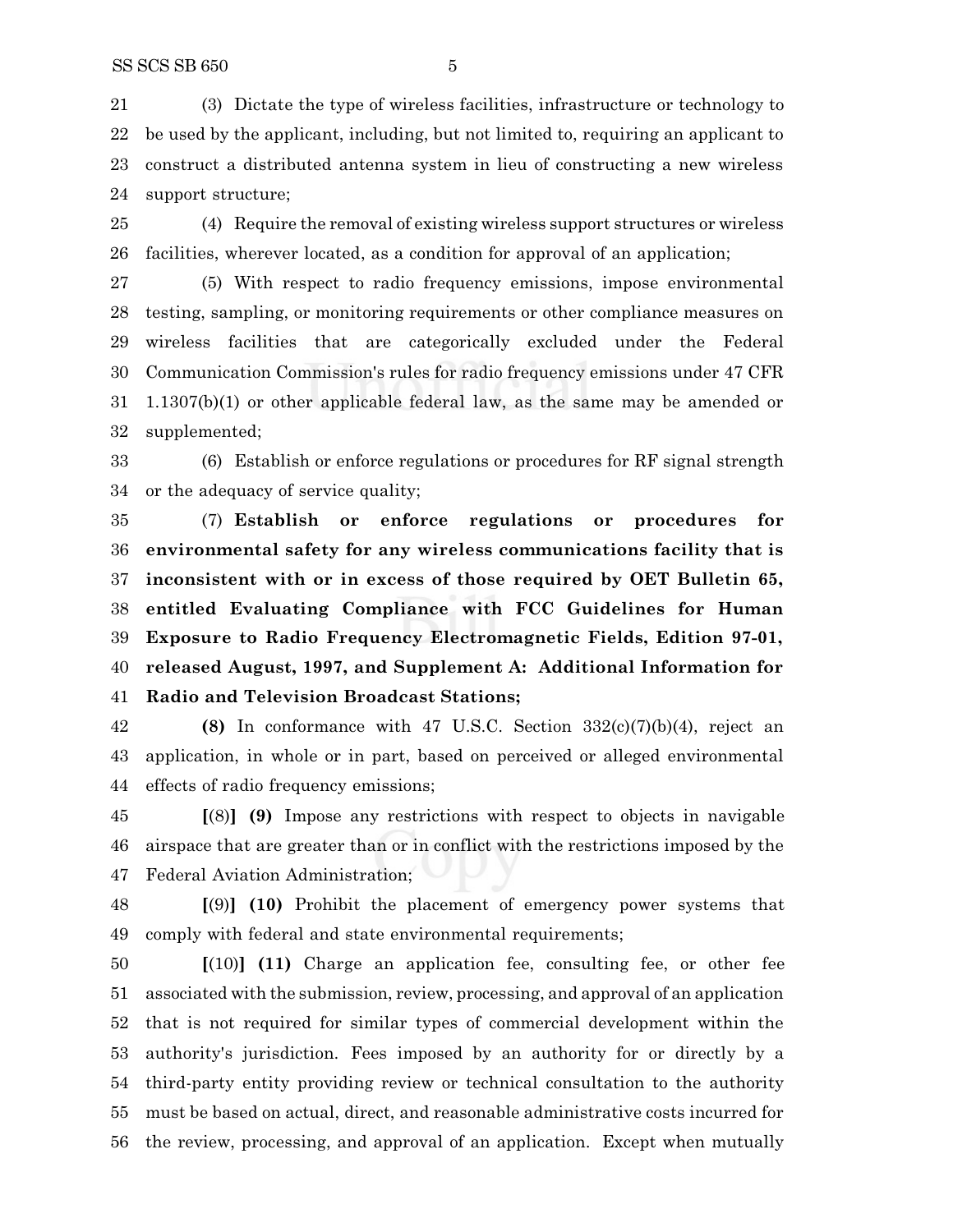21 (3) Dictate the type of wireless facilities, infrastructure or technology to
22 be used by the applicant, including, but not limited to, requiring an applicant to
23 construct a distributed antenna system in lieu of constructing a new wireless
24 support structure;

25 (4) Require the removal of existing wireless support structures or wireless
26 facilities, wherever located, as a condition for approval of an application;

27 (5) With respect to radio frequency emissions, impose environmental
28 testing, sampling, or monitoring requirements or other compliance measures on
29 wireless facilities that are categorically excluded under the Federal
30 Communication Commission's rules for radio frequency emissions under 47 CFR
31 1.1307(b)(1) or other applicable federal law, as the same may be amended or
32 supplemented;

33 (6) Establish or enforce regulations or procedures for RF signal strength
34 or the adequacy of service quality;

35 (7) **Establish or enforce regulations or procedures for**
36 **environmental safety for any wireless communications facility that is**
37 **inconsistent with or in excess of those required by OET Bulletin 65,**
38 **entitled Evaluating Compliance with FCC Guidelines for Human**
39 **Exposure to Radio Frequency Electromagnetic Fields, Edition 97-01,**
40 **released August, 1997, and Supplement A: Additional Information for**
41 **Radio and Television Broadcast Stations;**

42 **(8)** In conformance with 47 U.S.C. Section 332(c)(7)(b)(4), reject an
43 application, in whole or in part, based on perceived or alleged environmental
44 effects of radio frequency emissions;

45 **[**(8)**] (9)** Impose any restrictions with respect to objects in navigable
46 airspace that are greater than or in conflict with the restrictions imposed by the
47 Federal Aviation Administration;

48 **[**(9)**] (10)** Prohibit the placement of emergency power systems that
49 comply with federal and state environmental requirements;

50 **[**(10)**] (11)** Charge an application fee, consulting fee, or other fee
51 associated with the submission, review, processing, and approval of an application
52 that is not required for similar types of commercial development within the
53 authority's jurisdiction. Fees imposed by an authority for or directly by a
54 third-party entity providing review or technical consultation to the authority
55 must be based on actual, direct, and reasonable administrative costs incurred for
56 the review, processing, and approval of an application. Except when mutually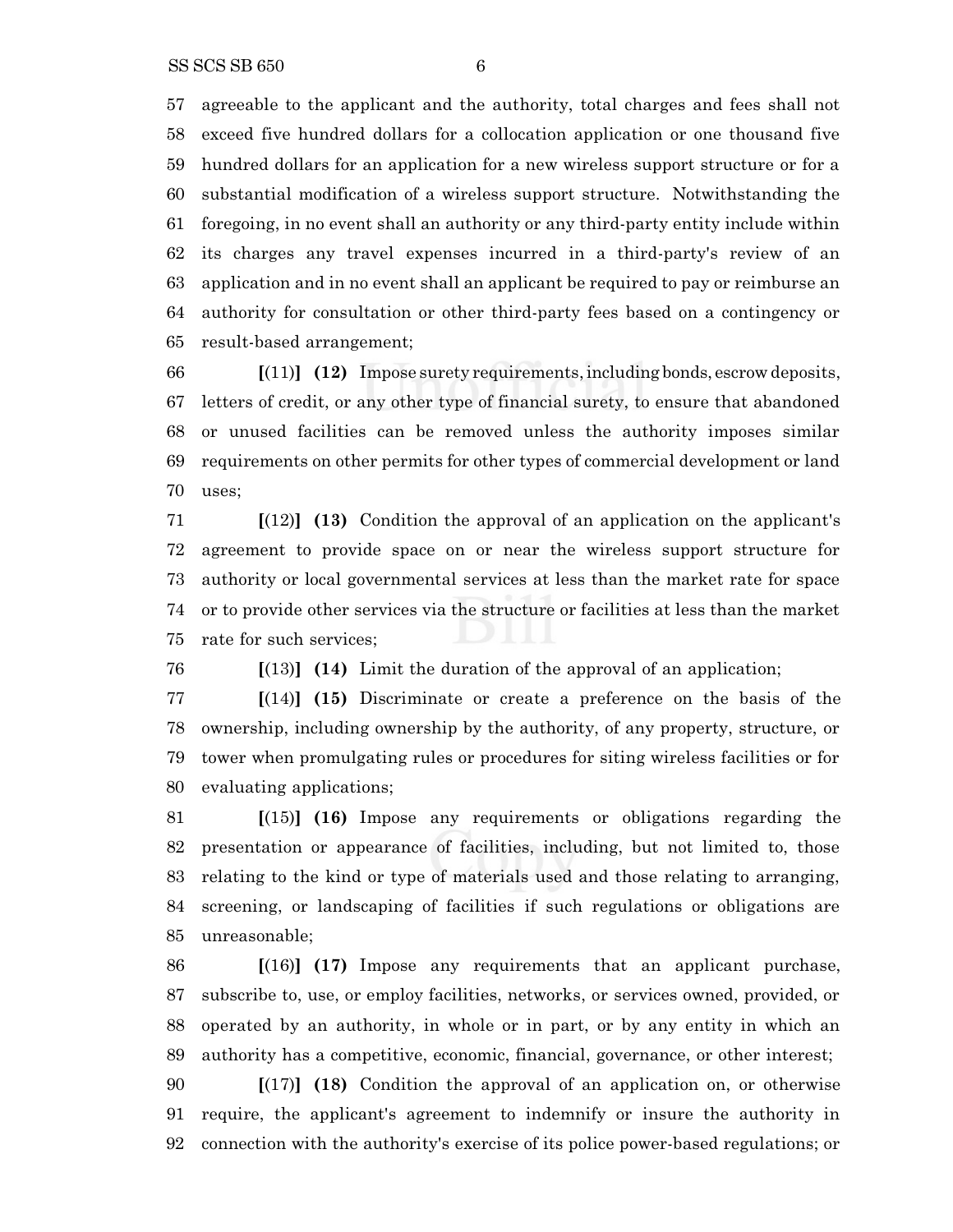agreeable to the applicant and the authority, total charges and fees shall not exceed five hundred dollars for a collocation application or one thousand five hundred dollars for an application for a new wireless support structure or for a substantial modification of a wireless support structure. Notwithstanding the foregoing, in no event shall an authority or any third-party entity include within its charges any travel expenses incurred in a third-party's review of an application and in no event shall an applicant be required to pay or reimburse an authority for consultation or other third-party fees based on a contingency or result-based arrangement;

**[**(11)**]** **(12)** Impose surety requirements, including bonds, escrow deposits, letters of credit, or any other type of financial surety, to ensure that abandoned or unused facilities can be removed unless the authority imposes similar requirements on other permits for other types of commercial development or land uses;

**[**(12)**]** **(13)** Condition the approval of an application on the applicant's agreement to provide space on or near the wireless support structure for authority or local governmental services at less than the market rate for space or to provide other services via the structure or facilities at less than the market rate for such services;

**[**(13)**]** **(14)** Limit the duration of the approval of an application;

**[**(14)**]** **(15)** Discriminate or create a preference on the basis of the ownership, including ownership by the authority, of any property, structure, or tower when promulgating rules or procedures for siting wireless facilities or for evaluating applications;

**[**(15)**]** **(16)** Impose any requirements or obligations regarding the presentation or appearance of facilities, including, but not limited to, those relating to the kind or type of materials used and those relating to arranging, screening, or landscaping of facilities if such regulations or obligations are unreasonable;

**[**(16)**]** **(17)** Impose any requirements that an applicant purchase, subscribe to, use, or employ facilities, networks, or services owned, provided, or operated by an authority, in whole or in part, or by any entity in which an authority has a competitive, economic, financial, governance, or other interest;

**[**(17)**]** **(18)** Condition the approval of an application on, or otherwise require, the applicant's agreement to indemnify or insure the authority in connection with the authority's exercise of its police power-based regulations; or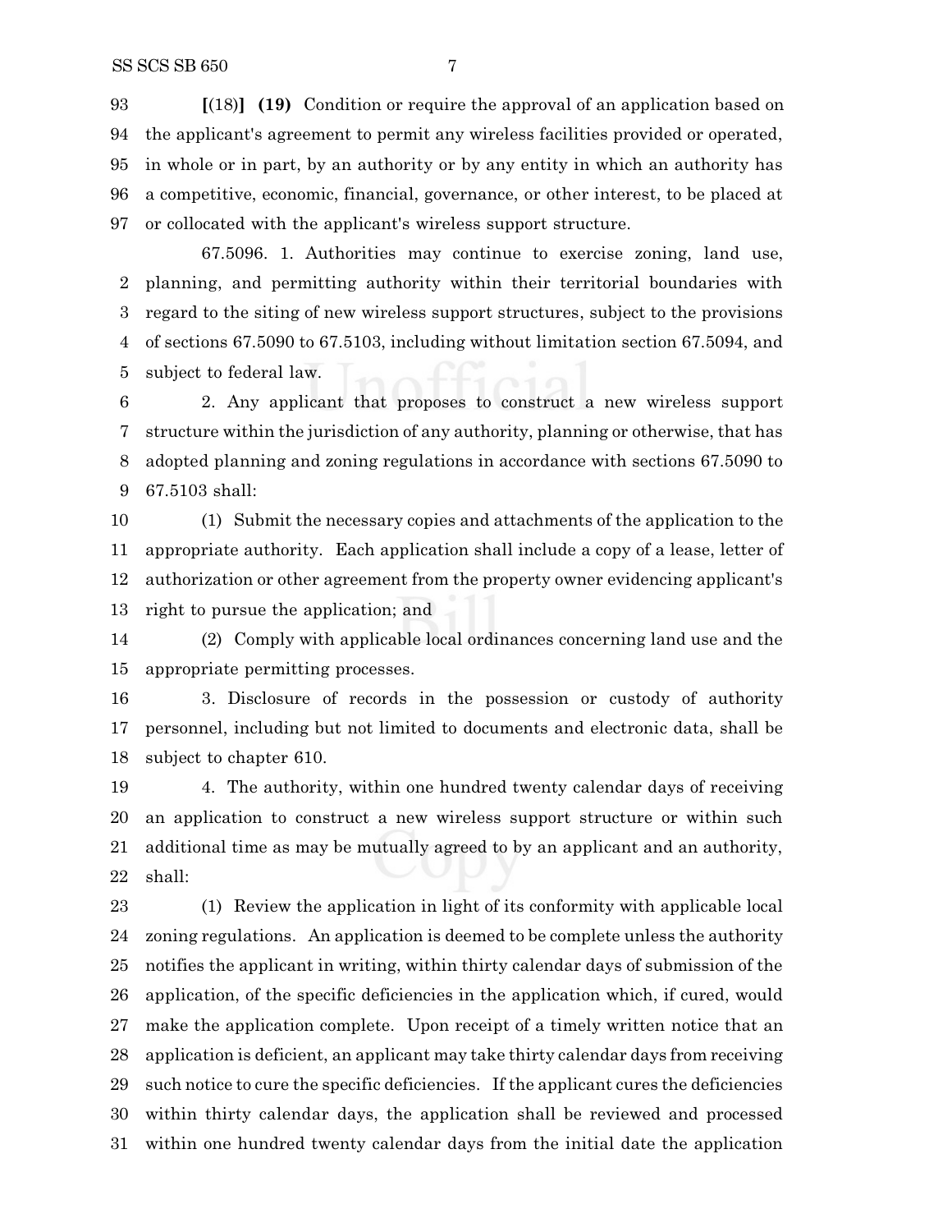**[**(18)**]** **(19)** Condition or require the approval of an application based on the applicant's agreement to permit any wireless facilities provided or operated, in whole or in part, by an authority or by any entity in which an authority has a competitive, economic, financial, governance, or other interest, to be placed at or collocated with the applicant's wireless support structure.

67.5096. 1. Authorities may continue to exercise zoning, land use, planning, and permitting authority within their territorial boundaries with regard to the siting of new wireless support structures, subject to the provisions of sections 67.5090 to 67.5103, including without limitation section 67.5094, and subject to federal law.

2. Any applicant that proposes to construct a new wireless support structure within the jurisdiction of any authority, planning or otherwise, that has adopted planning and zoning regulations in accordance with sections 67.5090 to 67.5103 shall:

(1) Submit the necessary copies and attachments of the application to the appropriate authority. Each application shall include a copy of a lease, letter of authorization or other agreement from the property owner evidencing applicant's right to pursue the application; and

(2) Comply with applicable local ordinances concerning land use and the appropriate permitting processes.

3. Disclosure of records in the possession or custody of authority personnel, including but not limited to documents and electronic data, shall be subject to chapter 610.

4. The authority, within one hundred twenty calendar days of receiving an application to construct a new wireless support structure or within such additional time as may be mutually agreed to by an applicant and an authority, shall:

(1) Review the application in light of its conformity with applicable local zoning regulations. An application is deemed to be complete unless the authority notifies the applicant in writing, within thirty calendar days of submission of the application, of the specific deficiencies in the application which, if cured, would make the application complete. Upon receipt of a timely written notice that an application is deficient, an applicant may take thirty calendar days from receiving such notice to cure the specific deficiencies. If the applicant cures the deficiencies within thirty calendar days, the application shall be reviewed and processed within one hundred twenty calendar days from the initial date the application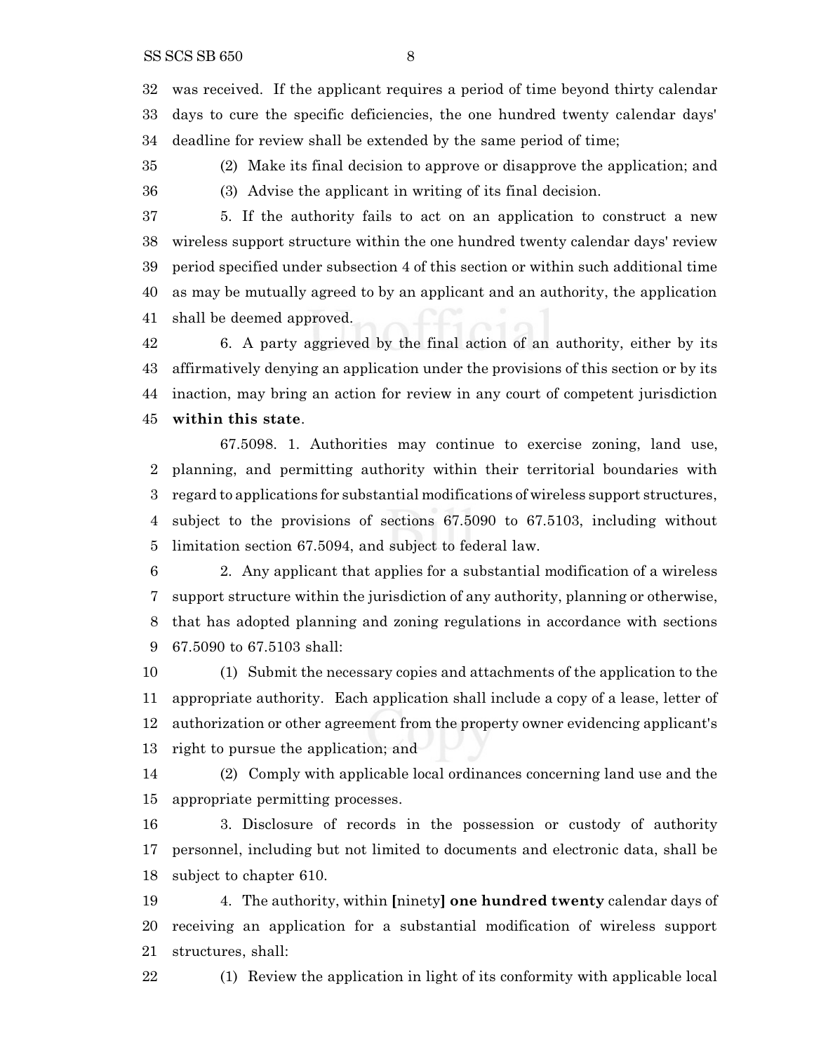was received. If the applicant requires a period of time beyond thirty calendar days to cure the specific deficiencies, the one hundred twenty calendar days' deadline for review shall be extended by the same period of time;

(2) Make its final decision to approve or disapprove the application; and

(3) Advise the applicant in writing of its final decision.

5. If the authority fails to act on an application to construct a new wireless support structure within the one hundred twenty calendar days' review period specified under subsection 4 of this section or within such additional time as may be mutually agreed to by an applicant and an authority, the application shall be deemed approved.

6. A party aggrieved by the final action of an authority, either by its affirmatively denying an application under the provisions of this section or by its inaction, may bring an action for review in any court of competent jurisdiction **within this state**.

67.5098. 1. Authorities may continue to exercise zoning, land use, planning, and permitting authority within their territorial boundaries with regard to applications for substantial modifications of wireless support structures, subject to the provisions of sections 67.5090 to 67.5103, including without limitation section 67.5094, and subject to federal law.

2. Any applicant that applies for a substantial modification of a wireless support structure within the jurisdiction of any authority, planning or otherwise, that has adopted planning and zoning regulations in accordance with sections 67.5090 to 67.5103 shall:

(1) Submit the necessary copies and attachments of the application to the appropriate authority. Each application shall include a copy of a lease, letter of authorization or other agreement from the property owner evidencing applicant's right to pursue the application; and

(2) Comply with applicable local ordinances concerning land use and the appropriate permitting processes.

3. Disclosure of records in the possession or custody of authority personnel, including but not limited to documents and electronic data, shall be subject to chapter 610.

4. The authority, within **[**ninety**]** **one hundred twenty** calendar days of receiving an application for a substantial modification of wireless support structures, shall:

(1) Review the application in light of its conformity with applicable local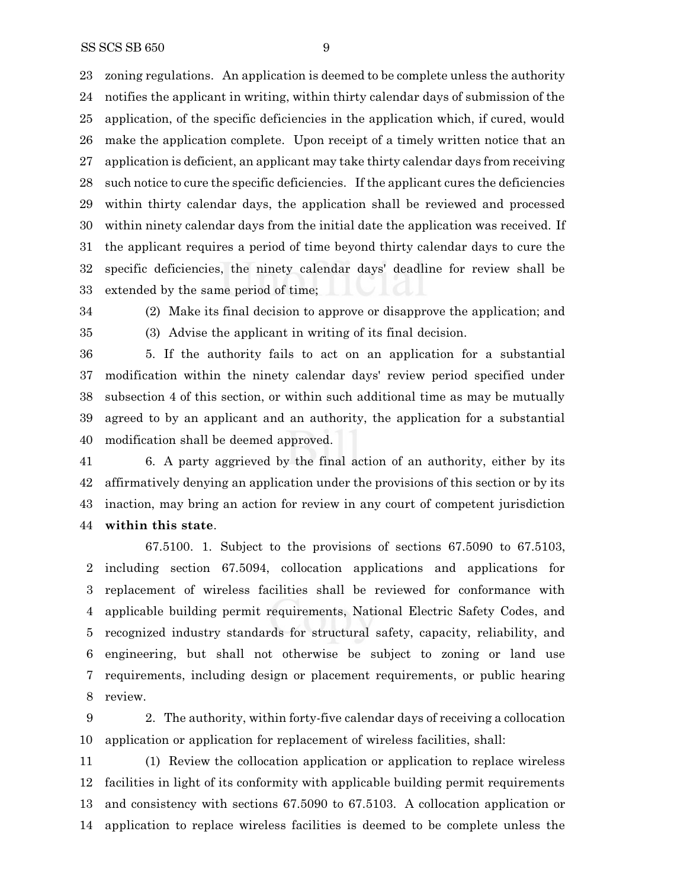zoning regulations. An application is deemed to be complete unless the authority notifies the applicant in writing, within thirty calendar days of submission of the application, of the specific deficiencies in the application which, if cured, would make the application complete. Upon receipt of a timely written notice that an application is deficient, an applicant may take thirty calendar days from receiving such notice to cure the specific deficiencies. If the applicant cures the deficiencies within thirty calendar days, the application shall be reviewed and processed within ninety calendar days from the initial date the application was received. If the applicant requires a period of time beyond thirty calendar days to cure the specific deficiencies, the ninety calendar days' deadline for review shall be extended by the same period of time;

(2) Make its final decision to approve or disapprove the application; and

(3) Advise the applicant in writing of its final decision.

5. If the authority fails to act on an application for a substantial modification within the ninety calendar days' review period specified under subsection 4 of this section, or within such additional time as may be mutually agreed to by an applicant and an authority, the application for a substantial modification shall be deemed approved.

6. A party aggrieved by the final action of an authority, either by its affirmatively denying an application under the provisions of this section or by its inaction, may bring an action for review in any court of competent jurisdiction **within this state**.

67.5100. 1. Subject to the provisions of sections 67.5090 to 67.5103, including section 67.5094, collocation applications and applications for replacement of wireless facilities shall be reviewed for conformance with applicable building permit requirements, National Electric Safety Codes, and recognized industry standards for structural safety, capacity, reliability, and engineering, but shall not otherwise be subject to zoning or land use requirements, including design or placement requirements, or public hearing review.

2. The authority, within forty-five calendar days of receiving a collocation application or application for replacement of wireless facilities, shall:

(1) Review the collocation application or application to replace wireless facilities in light of its conformity with applicable building permit requirements and consistency with sections 67.5090 to 67.5103. A collocation application or application to replace wireless facilities is deemed to be complete unless the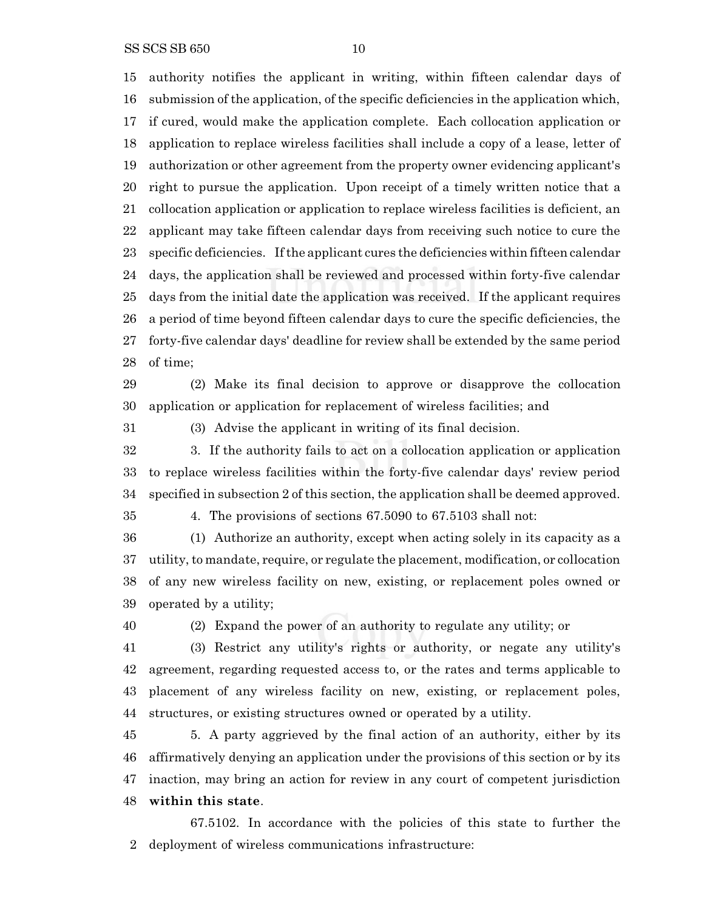authority notifies the applicant in writing, within fifteen calendar days of submission of the application, of the specific deficiencies in the application which, if cured, would make the application complete. Each collocation application or application to replace wireless facilities shall include a copy of a lease, letter of authorization or other agreement from the property owner evidencing applicant's right to pursue the application. Upon receipt of a timely written notice that a collocation application or application to replace wireless facilities is deficient, an applicant may take fifteen calendar days from receiving such notice to cure the specific deficiencies. If the applicant cures the deficiencies within fifteen calendar days, the application shall be reviewed and processed within forty-five calendar days from the initial date the application was received. If the applicant requires a period of time beyond fifteen calendar days to cure the specific deficiencies, the forty-five calendar days' deadline for review shall be extended by the same period of time;

(2) Make its final decision to approve or disapprove the collocation application or application for replacement of wireless facilities; and

(3) Advise the applicant in writing of its final decision.

3. If the authority fails to act on a collocation application or application to replace wireless facilities within the forty-five calendar days' review period specified in subsection 2 of this section, the application shall be deemed approved.

4. The provisions of sections 67.5090 to 67.5103 shall not:

(1) Authorize an authority, except when acting solely in its capacity as a utility, to mandate, require, or regulate the placement, modification, or collocation of any new wireless facility on new, existing, or replacement poles owned or operated by a utility;

(2) Expand the power of an authority to regulate any utility; or

(3) Restrict any utility's rights or authority, or negate any utility's agreement, regarding requested access to, or the rates and terms applicable to placement of any wireless facility on new, existing, or replacement poles, structures, or existing structures owned or operated by a utility.

5. A party aggrieved by the final action of an authority, either by its affirmatively denying an application under the provisions of this section or by its inaction, may bring an action for review in any court of competent jurisdiction **within this state**.

67.5102. In accordance with the policies of this state to further the deployment of wireless communications infrastructure: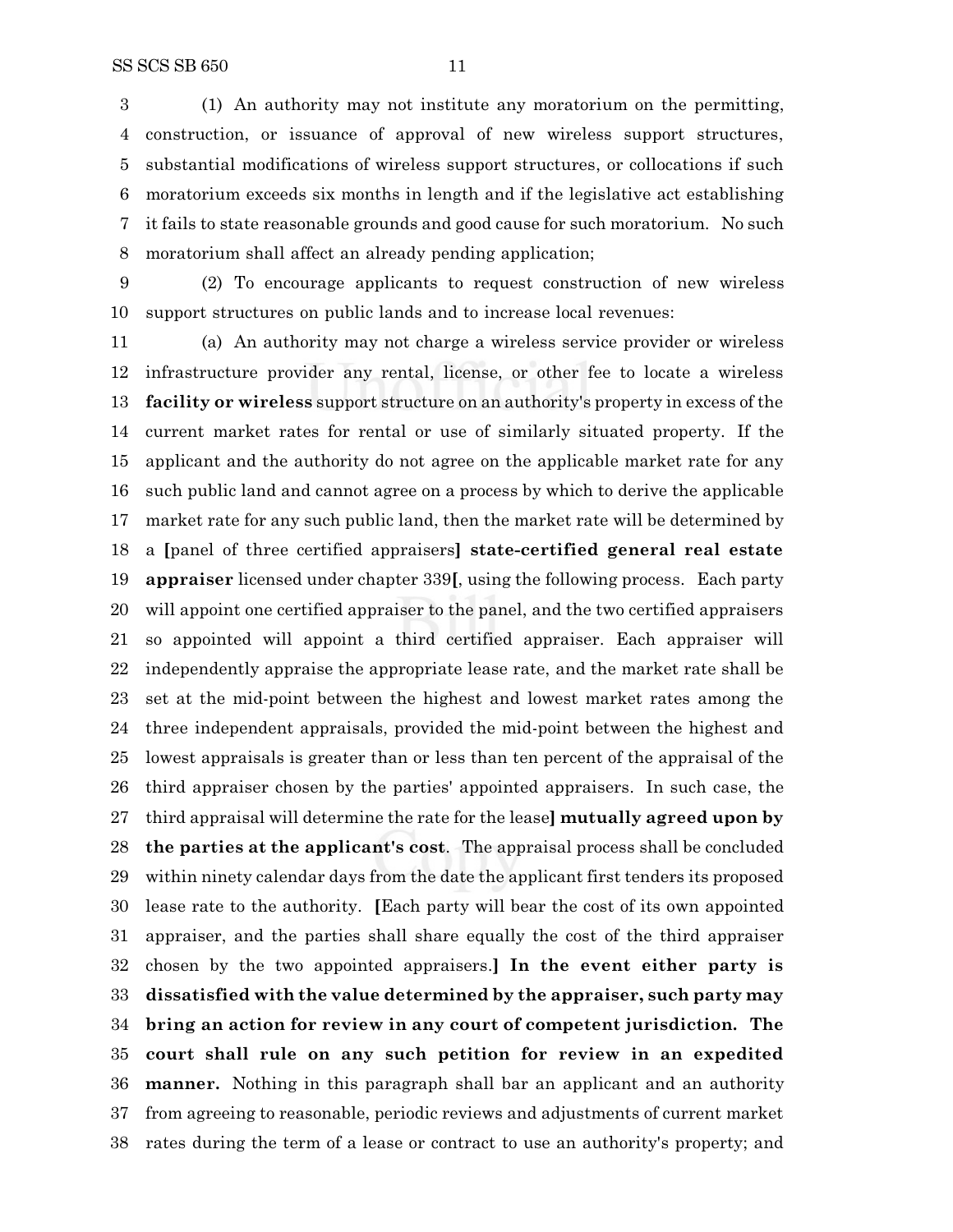(1) An authority may not institute any moratorium on the permitting, construction, or issuance of approval of new wireless support structures, substantial modifications of wireless support structures, or collocations if such moratorium exceeds six months in length and if the legislative act establishing it fails to state reasonable grounds and good cause for such moratorium. No such moratorium shall affect an already pending application;

(2) To encourage applicants to request construction of new wireless support structures on public lands and to increase local revenues:

(a) An authority may not charge a wireless service provider or wireless infrastructure provider any rental, license, or other fee to locate a wireless **facility or wireless** support structure on an authority's property in excess of the current market rates for rental or use of similarly situated property. If the applicant and the authority do not agree on the applicable market rate for any such public land and cannot agree on a process by which to derive the applicable market rate for any such public land, then the market rate will be determined by a **[**panel of three certified appraisers**] state-certified general real estate appraiser** licensed under chapter 339**[**, using the following process. Each party will appoint one certified appraiser to the panel, and the two certified appraisers so appointed will appoint a third certified appraiser. Each appraiser will independently appraise the appropriate lease rate, and the market rate shall be set at the mid-point between the highest and lowest market rates among the three independent appraisals, provided the mid-point between the highest and lowest appraisals is greater than or less than ten percent of the appraisal of the third appraiser chosen by the parties' appointed appraisers. In such case, the third appraisal will determine the rate for the lease**] mutually agreed upon by the parties at the applicant's cost**. The appraisal process shall be concluded within ninety calendar days from the date the applicant first tenders its proposed lease rate to the authority. **[**Each party will bear the cost of its own appointed appraiser, and the parties shall share equally the cost of the third appraiser chosen by the two appointed appraisers.**] In the event either party is dissatisfied with the value determined by the appraiser, such party may bring an action for review in any court of competent jurisdiction. The court shall rule on any such petition for review in an expedited manner.** Nothing in this paragraph shall bar an applicant and an authority from agreeing to reasonable, periodic reviews and adjustments of current market rates during the term of a lease or contract to use an authority's property; and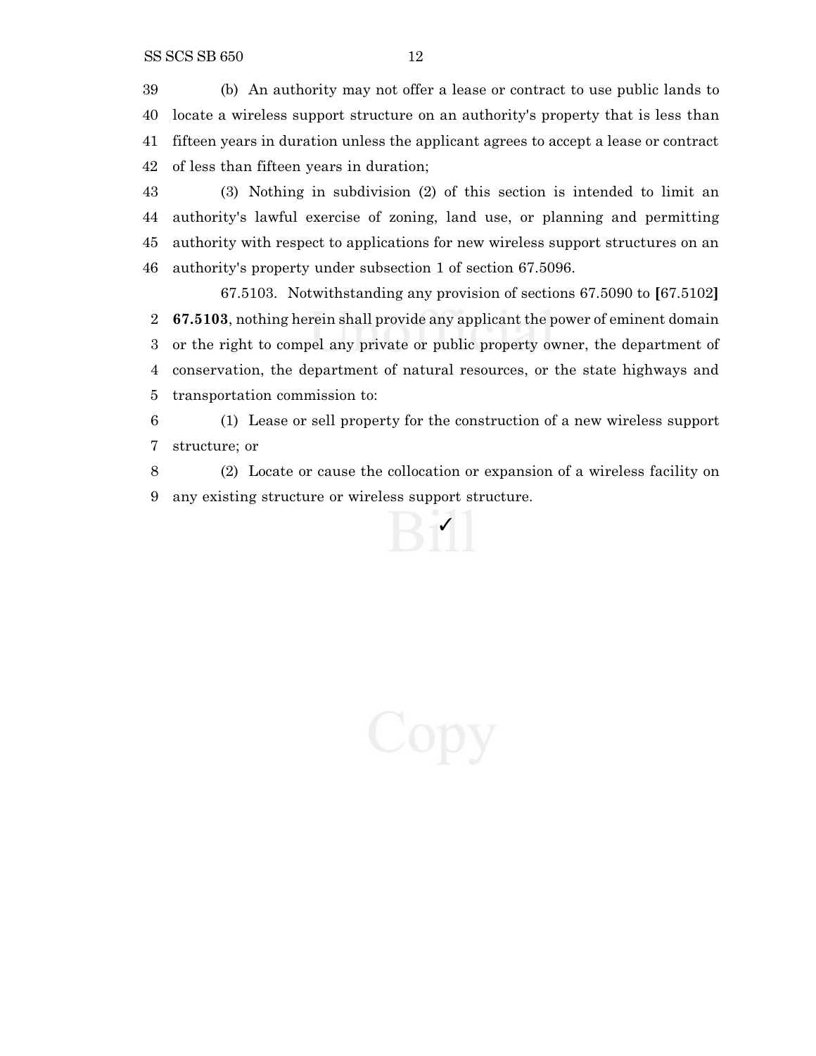39 (b) An authority may not offer a lease or contract to use public lands to
40 locate a wireless support structure on an authority's property that is less than
41 fifteen years in duration unless the applicant agrees to accept a lease or contract
42 of less than fifteen years in duration;

43 (3) Nothing in subdivision (2) of this section is intended to limit an
44 authority's lawful exercise of zoning, land use, or planning and permitting
45 authority with respect to applications for new wireless support structures on an
46 authority's property under subsection 1 of section 67.5096.

67.5103. Notwithstanding any provision of sections 67.5090 to **[**67.5102**]**
2 **67.5103**, nothing herein shall provide any applicant the power of eminent domain
3 or the right to compel any private or public property owner, the department of
4 conservation, the department of natural resources, or the state highways and
5 transportation commission to:

6 (1) Lease or sell property for the construction of a new wireless support
7 structure; or

8 (2) Locate or cause the collocation or expansion of a wireless facility on
9 any existing structure or wireless support structure.

✓